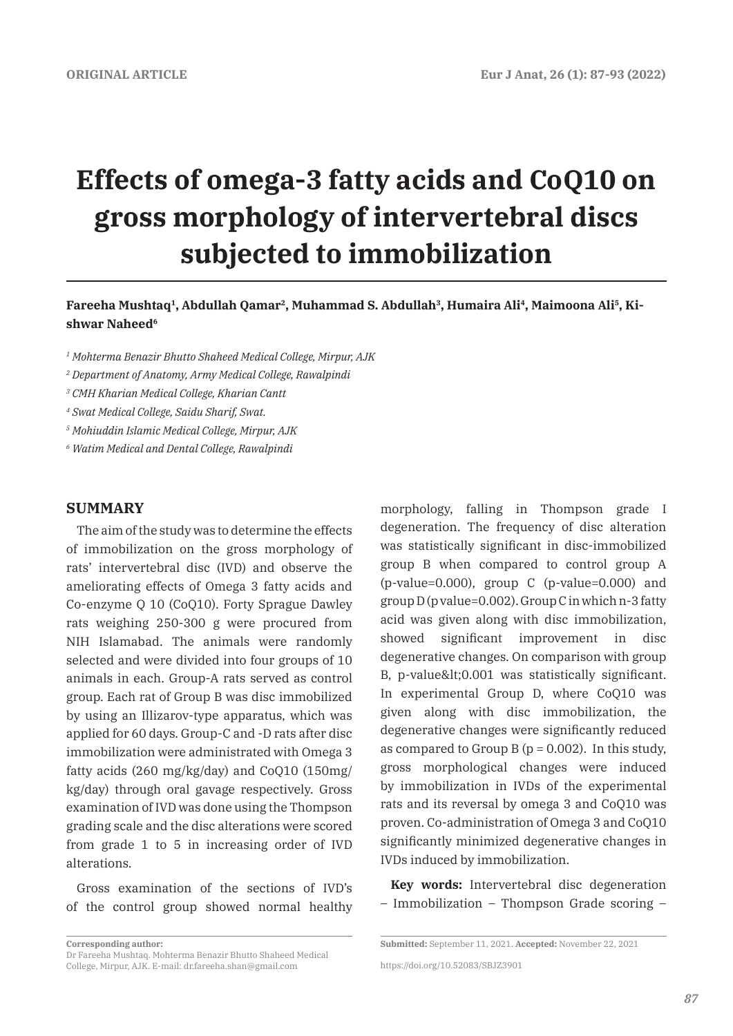ORIGINAL ARTICLE

# Effects of omega-3 fatty acids and CoQ10 on gross morphology of intervertebral discs subjected to immobilization

**Fareeha Mushtaq[1], Abdullah Qamar[2], Muhammad S. Abdullah[3], Humaira Ali[4], Maimoona Ali[5], Kishwar Naheed[6]**

*[1] Mohterma Benazir Bhutto Shaheed Medical College, Mirpur, AJK*

*[2] Department of Anatomy, Army Medical College, Rawalpindi*

*[3] CMH Kharian Medical College, Kharian Cantt*

*[4] Swat Medical College, Saidu Sharif, Swat.*

*[5] Mohiuddin Islamic Medical College, Mirpur, AJK*

*[6] Watim Medical and Dental College, Rawalpindi*

## SUMMARY

The aim of the study was to determine the effects of immobilization on the gross morphology of rats' intervertebral disc (IVD) and observe the ameliorating effects of Omega 3 fatty acids and Co-enzyme Q 10 (CoQ10). Forty Sprague Dawley rats weighing 250-300 g were procured from NIH Islamabad. The animals were randomly selected and were divided into four groups of 10 animals in each. Group-A rats served as control group. Each rat of Group B was disc immobilized by using an Illizarov-type apparatus, which was applied for 60 days. Group-C and -D rats after disc immobilization were administrated with Omega 3 fatty acids (260 mg/kg/day) and CoQ10 (150mg/kg/day) through oral gavage respectively. Gross examination of IVD was done using the Thompson grading scale and the disc alterations were scored from grade 1 to 5 in increasing order of IVD alterations.

Gross examination of the sections of IVD's of the control group showed normal healthy morphology, falling in Thompson grade I degeneration. The frequency of disc alteration was statistically significant in disc-immobilized group B when compared to control group A (p-value=0.000), group C (p-value=0.000) and group D (p value=0.002). Group C in which n-3 fatty acid was given along with disc immobilization, showed significant improvement in disc degenerative changes. On comparison with group B, p-value&lt;0.001 was statistically significant. In experimental Group D, where CoQ10 was given along with disc immobilization, the degenerative changes were significantly reduced as compared to Group B (p = 0.002). In this study, gross morphological changes were induced by immobilization in IVDs of the experimental rats and its reversal by omega 3 and CoQ10 was proven. Co-administration of Omega 3 and CoQ10 significantly minimized degenerative changes in IVDs induced by immobilization.

**Key words:** Intervertebral disc degeneration – Immobilization – Thompson Grade scoring –

**Corresponding author:**
Dr Fareeha Mushtaq. Mohterma Benazir Bhutto Shaheed Medical College, Mirpur, AJK. E-mail: dr.fareeha.shan@gmail.com

**Submitted:** September 11, 2021. **Accepted:** November 22, 2021

https://doi.org/10.52083/SBJZ3901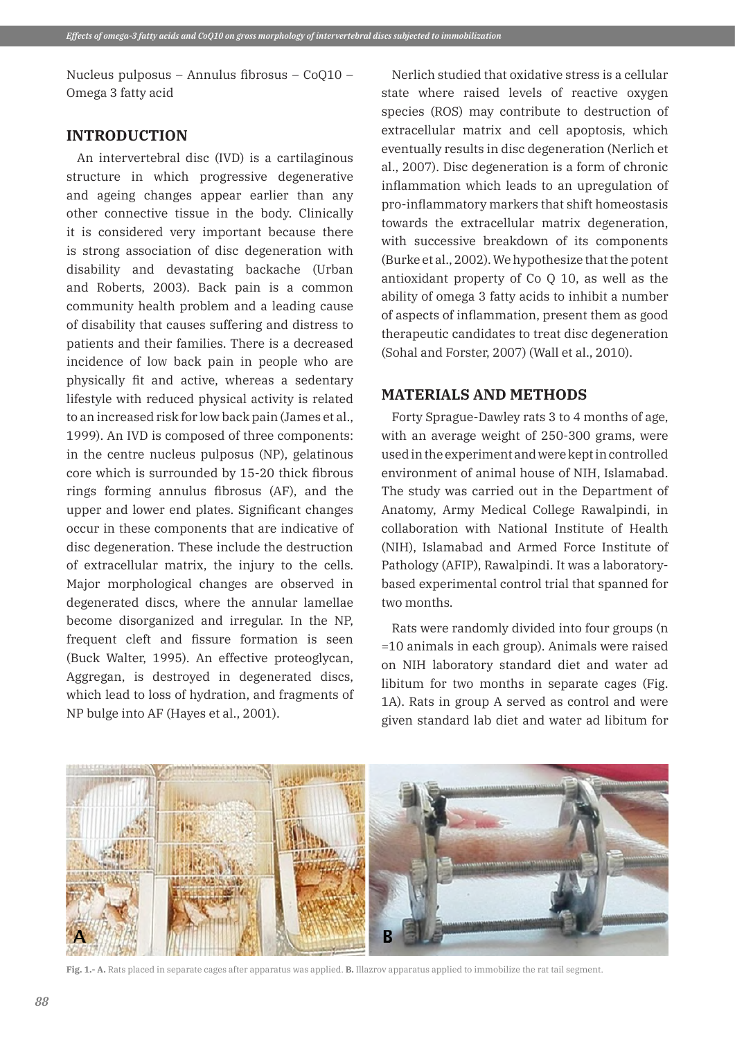Nucleus pulposus – Annulus fibrosus – CoQ10 – Omega 3 fatty acid

## INTRODUCTION

An intervertebral disc (IVD) is a cartilaginous structure in which progressive degenerative and ageing changes appear earlier than any other connective tissue in the body. Clinically it is considered very important because there is strong association of disc degeneration with disability and devastating backache (Urban and Roberts, 2003). Back pain is a common community health problem and a leading cause of disability that causes suffering and distress to patients and their families. There is a decreased incidence of low back pain in people who are physically fit and active, whereas a sedentary lifestyle with reduced physical activity is related to an increased risk for low back pain (James et al., 1999). An IVD is composed of three components: in the centre nucleus pulposus (NP), gelatinous core which is surrounded by 15-20 thick fibrous rings forming annulus fibrosus (AF), and the upper and lower end plates. Significant changes occur in these components that are indicative of disc degeneration. These include the destruction of extracellular matrix, the injury to the cells. Major morphological changes are observed in degenerated discs, where the annular lamellae become disorganized and irregular. In the NP, frequent cleft and fissure formation is seen (Buck Walter, 1995). An effective proteoglycan, Aggregan, is destroyed in degenerated discs, which lead to loss of hydration, and fragments of NP bulge into AF (Hayes et al., 2001).

Nerlich studied that oxidative stress is a cellular state where raised levels of reactive oxygen species (ROS) may contribute to destruction of extracellular matrix and cell apoptosis, which eventually results in disc degeneration (Nerlich et al., 2007). Disc degeneration is a form of chronic inflammation which leads to an upregulation of pro-inflammatory markers that shift homeostasis towards the extracellular matrix degeneration, with successive breakdown of its components (Burke et al., 2002). We hypothesize that the potent antioxidant property of Co Q 10, as well as the ability of omega 3 fatty acids to inhibit a number of aspects of inflammation, present them as good therapeutic candidates to treat disc degeneration (Sohal and Forster, 2007) (Wall et al., 2010).

## MATERIALS AND METHODS

Forty Sprague-Dawley rats 3 to 4 months of age, with an average weight of 250-300 grams, were used in the experiment and were kept in controlled environment of animal house of NIH, Islamabad. The study was carried out in the Department of Anatomy, Army Medical College Rawalpindi, in collaboration with National Institute of Health (NIH), Islamabad and Armed Force Institute of Pathology (AFIP), Rawalpindi. It was a laboratory-based experimental control trial that spanned for two months.

Rats were randomly divided into four groups (n =10 animals in each group). Animals were raised on NIH laboratory standard diet and water ad libitum for two months in separate cages (Fig. 1A). Rats in group A served as control and were given standard lab diet and water ad libitum for

**Fig. 1.- A.** Rats placed in separate cages after apparatus was applied. **B.** Illazrov apparatus applied to immobilize the rat tail segment.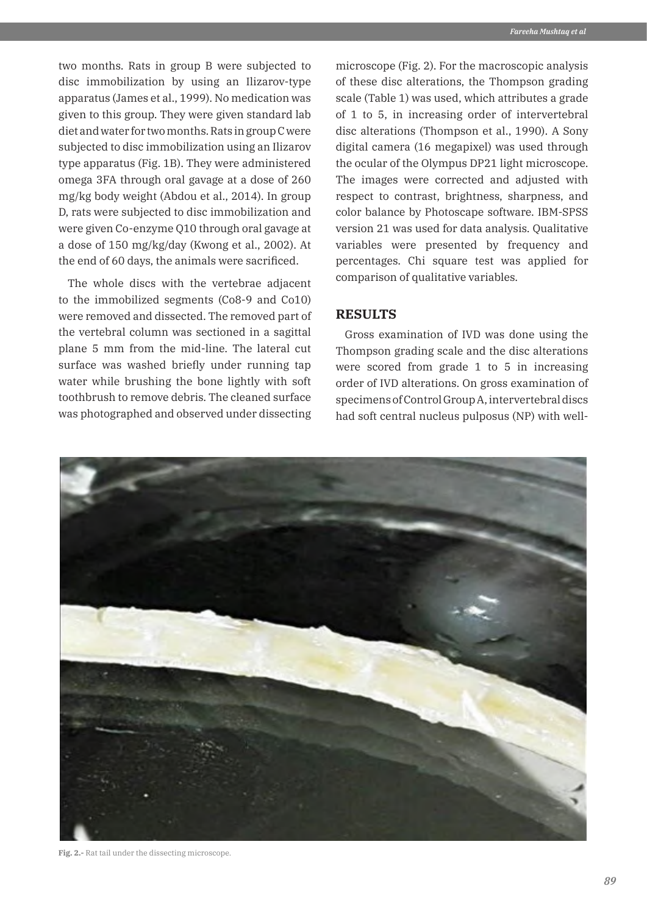two months. Rats in group B were subjected to disc immobilization by using an Ilizarov-type apparatus (James et al., 1999). No medication was given to this group. They were given standard lab diet and water for two months. Rats in group C were subjected to disc immobilization using an Ilizarov type apparatus (Fig. 1B). They were administered omega 3FA through oral gavage at a dose of 260 mg/kg body weight (Abdou et al., 2014). In group D, rats were subjected to disc immobilization and were given Co-enzyme Q10 through oral gavage at a dose of 150 mg/kg/day (Kwong et al., 2002). At the end of 60 days, the animals were sacrificed.

The whole discs with the vertebrae adjacent to the immobilized segments (Co8-9 and Co10) were removed and dissected. The removed part of the vertebral column was sectioned in a sagittal plane 5 mm from the mid-line. The lateral cut surface was washed briefly under running tap water while brushing the bone lightly with soft toothbrush to remove debris. The cleaned surface was photographed and observed under dissecting microscope (Fig. 2). For the macroscopic analysis of these disc alterations, the Thompson grading scale (Table 1) was used, which attributes a grade of 1 to 5, in increasing order of intervertebral disc alterations (Thompson et al., 1990). A Sony digital camera (16 megapixel) was used through the ocular of the Olympus DP21 light microscope. The images were corrected and adjusted with respect to contrast, brightness, sharpness, and color balance by Photoscape software. IBM-SPSS version 21 was used for data analysis. Qualitative variables were presented by frequency and percentages. Chi square test was applied for comparison of qualitative variables.

## RESULTS

Gross examination of IVD was done using the Thompson grading scale and the disc alterations were scored from grade 1 to 5 in increasing order of IVD alterations. On gross examination of specimens of Control Group A, intervertebral discs had soft central nucleus pulposus (NP) with well-

Fig. 2.- Rat tail under the dissecting microscope.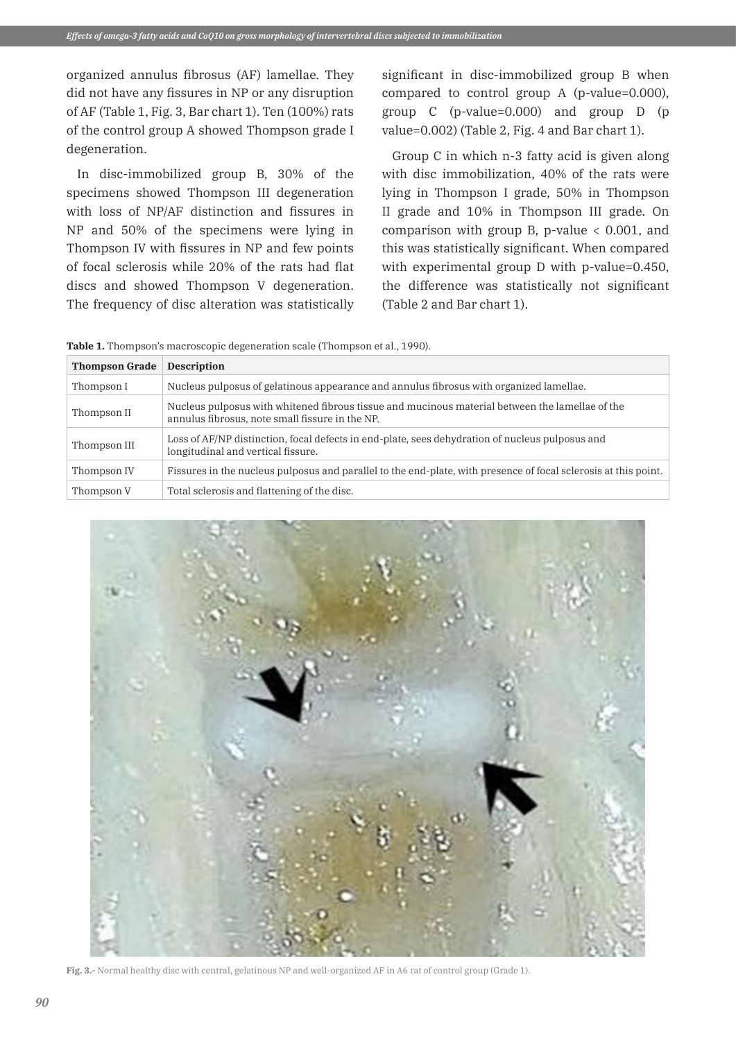organized annulus fibrosus (AF) lamellae. They did not have any fissures in NP or any disruption of AF (Table 1, Fig. 3, Bar chart 1). Ten (100%) rats of the control group A showed Thompson grade I degeneration.

In disc-immobilized group B, 30% of the specimens showed Thompson III degeneration with loss of NP/AF distinction and fissures in NP and 50% of the specimens were lying in Thompson IV with fissures in NP and few points of focal sclerosis while 20% of the rats had flat discs and showed Thompson V degeneration. The frequency of disc alteration was statistically significant in disc-immobilized group B when compared to control group A (p-value=0.000), group C (p-value=0.000) and group D (p value=0.002) (Table 2, Fig. 4 and Bar chart 1).

Group C in which n-3 fatty acid is given along with disc immobilization, 40% of the rats were lying in Thompson I grade, 50% in Thompson II grade and 10% in Thompson III grade. On comparison with group B, p-value < 0.001, and this was statistically significant. When compared with experimental group D with p-value=0.450, the difference was statistically not significant (Table 2 and Bar chart 1).

**Table 1.** Thompson's macroscopic degeneration scale (Thompson et al., 1990).

| Thompson Grade | Description |
|---|---|
| Thompson I | Nucleus pulposus of gelatinous appearance and annulus fibrosus with organized lamellae. |
| Thompson II | Nucleus pulposus with whitened fibrous tissue and mucinous material between the lamellae of the annulus fibrosus, note small fissure in the NP. |
| Thompson III | Loss of AF/NP distinction, focal defects in end-plate, sees dehydration of nucleus pulposus and longitudinal and vertical fissure. |
| Thompson IV | Fissures in the nucleus pulposus and parallel to the end-plate, with presence of focal sclerosis at this point. |
| Thompson V | Total sclerosis and flattening of the disc. |

**Fig. 3.-** Normal healthy disc with central, gelatinous NP and well-organized AF in A6 rat of control group (Grade 1).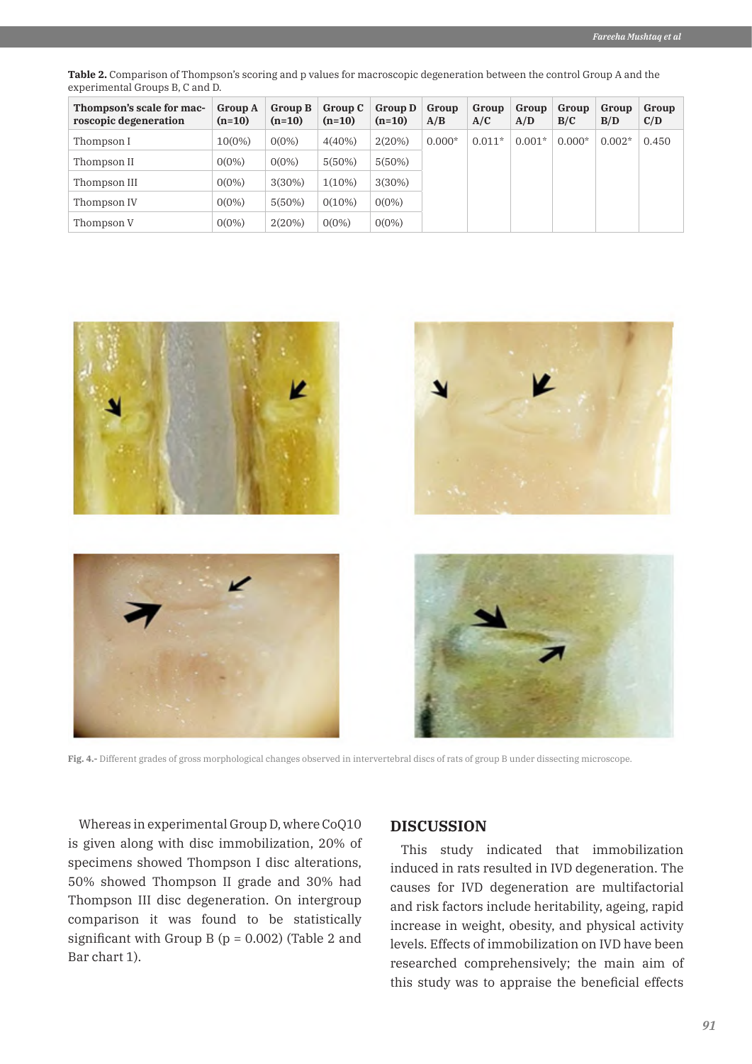**Table 2.** Comparison of Thompson's scoring and p values for macroscopic degeneration between the control Group A and the experimental Groups B, C and D.

| Thompson's scale for macroscopic degeneration | Group A (n=10) | Group B (n=10) | Group C (n=10) | Group D (n=10) | Group A/B | Group A/C | Group A/D | Group B/C | Group B/D | Group C/D |
|---|---|---|---|---|---|---|---|---|---|---|
| Thompson I | 10(0%) | 0(0%) | 4(40%) | 2(20%) | 0.000* | 0.011* | 0.001* | 0.000* | 0.002* | 0.450 |
| Thompson II | 0(0%) | 0(0%) | 5(50%) | 5(50%) | | | | | | |
| Thompson III | 0(0%) | 3(30%) | 1(10%) | 3(30%) | | | | | | |
| Thompson IV | 0(0%) | 5(50%) | 0(10%) | 0(0%) | | | | | | |
| Thompson V | 0(0%) | 2(20%) | 0(0%) | 0(0%) | | | | | | |

**Fig. 4.-** Different grades of gross morphological changes observed in intervertebral discs of rats of group B under dissecting microscope.

Whereas in experimental Group D, where CoQ10 is given along with disc immobilization, 20% of specimens showed Thompson I disc alterations, 50% showed Thompson II grade and 30% had Thompson III disc degeneration. On intergroup comparison it was found to be statistically significant with Group B (p = 0.002) (Table 2 and Bar chart 1).

## DISCUSSION

This study indicated that immobilization induced in rats resulted in IVD degeneration. The causes for IVD degeneration are multifactorial and risk factors include heritability, ageing, rapid increase in weight, obesity, and physical activity levels. Effects of immobilization on IVD have been researched comprehensively; the main aim of this study was to appraise the beneficial effects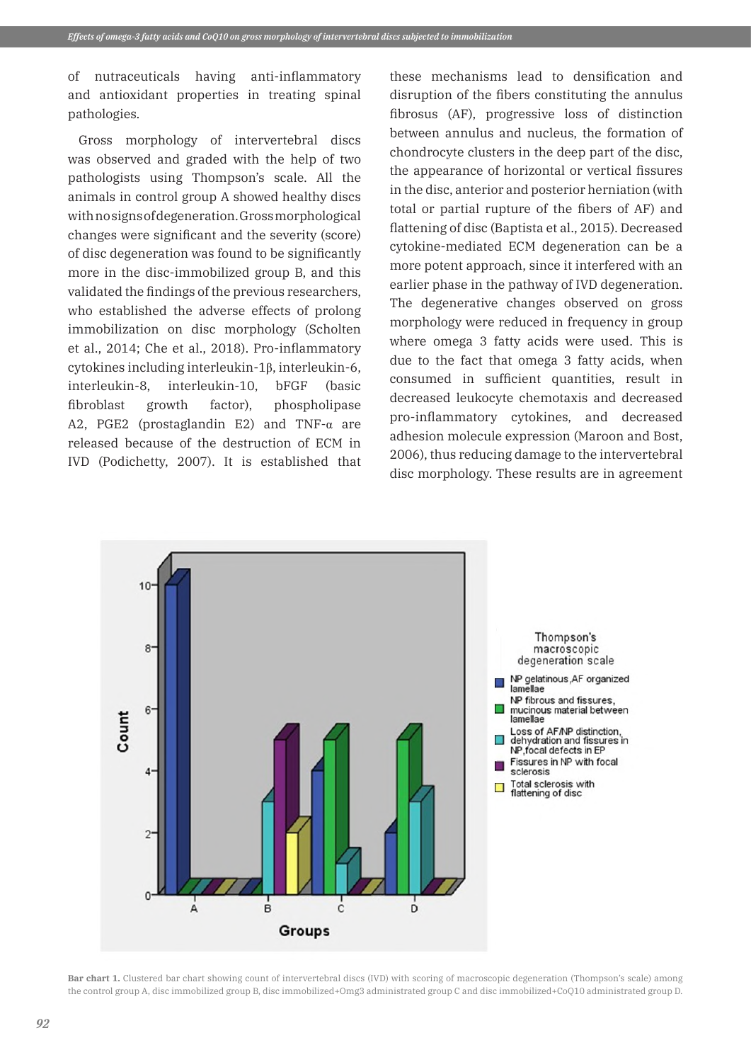of nutraceuticals having anti-inflammatory and antioxidant properties in treating spinal pathologies.

Gross morphology of intervertebral discs was observed and graded with the help of two pathologists using Thompson's scale. All the animals in control group A showed healthy discs with no signs of degeneration. Gross morphological changes were significant and the severity (score) of disc degeneration was found to be significantly more in the disc-immobilized group B, and this validated the findings of the previous researchers, who established the adverse effects of prolong immobilization on disc morphology (Scholten et al., 2014; Che et al., 2018). Pro-inflammatory cytokines including interleukin-1β, interleukin-6, interleukin-8, interleukin-10, bFGF (basic fibroblast growth factor), phospholipase A2, PGE2 (prostaglandin E2) and TNF-α are released because of the destruction of ECM in IVD (Podichetty, 2007). It is established that these mechanisms lead to densification and disruption of the fibers constituting the annulus fibrosus (AF), progressive loss of distinction between annulus and nucleus, the formation of chondrocyte clusters in the deep part of the disc, the appearance of horizontal or vertical fissures in the disc, anterior and posterior herniation (with total or partial rupture of the fibers of AF) and flattening of disc (Baptista et al., 2015). Decreased cytokine-mediated ECM degeneration can be a more potent approach, since it interfered with an earlier phase in the pathway of IVD degeneration. The degenerative changes observed on gross morphology were reduced in frequency in group where omega 3 fatty acids were used. This is due to the fact that omega 3 fatty acids, when consumed in sufficient quantities, result in decreased leukocyte chemotaxis and decreased pro-inflammatory cytokines, and decreased adhesion molecule expression (Maroon and Bost, 2006), thus reducing damage to the intervertebral disc morphology. These results are in agreement

**Bar chart 1.** Clustered bar chart showing count of intervertebral discs (IVD) with scoring of macroscopic degeneration (Thompson's scale) among the control group A, disc immobilized group B, disc immobilized+Omg3 administrated group C and disc immobilized+CoQ10 administrated group D.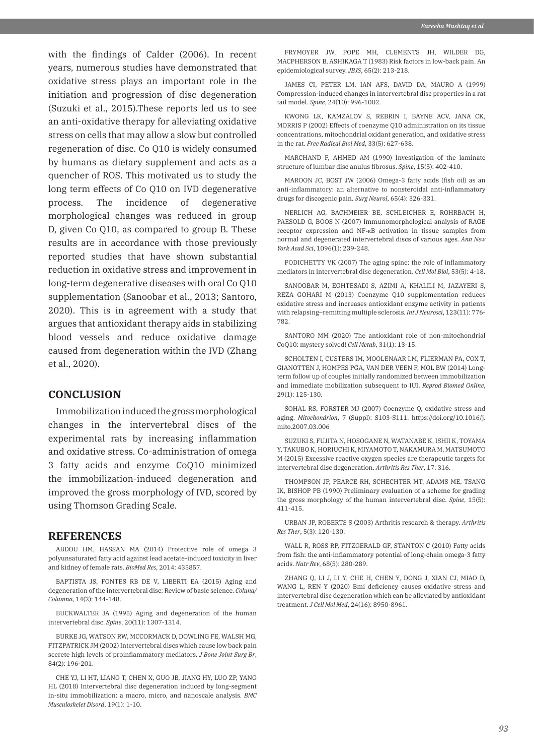with the findings of Calder (2006). In recent years, numerous studies have demonstrated that oxidative stress plays an important role in the initiation and progression of disc degeneration (Suzuki et al., 2015).These reports led us to see an anti-oxidative therapy for alleviating oxidative stress on cells that may allow a slow but controlled regeneration of disc. Co Q10 is widely consumed by humans as dietary supplement and acts as a quencher of ROS. This motivated us to study the long term effects of Co Q10 on IVD degenerative process. The incidence of degenerative morphological changes was reduced in group D, given Co Q10, as compared to group B. These results are in accordance with those previously reported studies that have shown substantial reduction in oxidative stress and improvement in long-term degenerative diseases with oral Co Q10 supplementation (Sanoobar et al., 2013; Santoro, 2020). This is in agreement with a study that argues that antioxidant therapy aids in stabilizing blood vessels and reduce oxidative damage caused from degeneration within the IVD (Zhang et al., 2020).

## CONCLUSION

Immobilization induced the gross morphological changes in the intervertebral discs of the experimental rats by increasing inflammation and oxidative stress. Co-administration of omega 3 fatty acids and enzyme CoQ10 minimized the immobilization-induced degeneration and improved the gross morphology of IVD, scored by using Thomson Grading Scale.

## REFERENCES

ABDOU HM, HASSAN MA (2014) Protective role of omega 3 polyunsaturated fatty acid against lead acetate-induced toxicity in liver and kidney of female rats. *BioMed Res*, 2014: 435857.

BAPTISTA JS, FONTES RB DE V, LIBERTI EA (2015) Aging and degeneration of the intervertebral disc: Review of basic science. *Coluna/Columna*, 14(2): 144-148.

BUCKWALTER JA (1995) Aging and degeneration of the human intervertebral disc. *Spine*, 20(11): 1307-1314.

BURKE JG, WATSON RW, MCCORMACK D, DOWLING FE, WALSH MG, FITZPATRICK JM (2002) Intervertebral discs which cause low back pain secrete high levels of proinflammatory mediators. *J Bone Joint Surg Br*, 84(2): 196-201.

CHE YJ, LI HT, LIANG T, CHEN X, GUO JB, JIANG HY, LUO ZP, YANG HL (2018) Intervertebral disc degeneration induced by long-segment in-situ immobilization: a macro, micro, and nanoscale analysis. *BMC Musculoskelet Disord*, 19(1): 1-10.

FRYMOYER JW, POPE MH, CLEMENTS JH, WILDER DG, MACPHERSON B, ASHIKAGA T (1983) Risk factors in low-back pain. An epidemiological survey. *JBJS*, 65(2): 213-218.

JAMES CI, PETER LM, IAN AFS, DAVID DA, MAURO A (1999) Compression-induced changes in intervertebral disc properties in a rat tail model. *Spine*, 24(10): 996-1002.

KWONG LK, KAMZALOV S, REBRIN I, BAYNE ACV, JANA CK, MORRIS P (2002) Effects of coenzyme Q10 administration on its tissue concentrations, mitochondrial oxidant generation, and oxidative stress in the rat. *Free Radical Biol Med*, 33(5): 627-638.

MARCHAND F, AHMED AM (1990) Investigation of the laminate structure of lumbar disc anulus fibrosus. *Spine*, 15(5): 402-410.

MAROON JC, BOST JW (2006) Omega-3 fatty acids (fish oil) as an anti-inflammatory: an alternative to nonsteroidal anti-inflammatory drugs for discogenic pain. *Surg Neurol*, 65(4): 326-331.

NERLICH AG, BACHMEIER BE, SCHLEICHER E, ROHRBACH H, PAESOLD G, BOOS N (2007) Immunomorphological analysis of RAGE receptor expression and NF-κB activation in tissue samples from normal and degenerated intervertebral discs of various ages. *Ann New York Acad Sci*, 1096(1): 239-248.

PODICHETTY VK (2007) The aging spine: the role of inflammatory mediators in intervertebral disc degeneration. *Cell Mol Biol*, 53(5): 4-18.

SANOOBAR M, EGHTESADI S, AZIMI A, KHALILI M, JAZAYERI S, REZA GOHARI M (2013) Coenzyme Q10 supplementation reduces oxidative stress and increases antioxidant enzyme activity in patients with relapsing–remitting multiple sclerosis. *Int J Neurosci*, 123(11): 776-782.

SANTORO MM (2020) The antioxidant role of non-mitochondrial CoQ10: mystery solved! *Cell Metab*, 31(1): 13-15.

SCHOLTEN I, CUSTERS IM, MOOLENAAR LM, FLIERMAN PA, COX T, GIANOTTEN J, HOMPES PGA, VAN DER VEEN F, MOL BW (2014) Long-term follow up of couples initially randomized between immobilization and immediate mobilization subsequent to IUI. *Reprod Biomed Online*, 29(1): 125-130.

SOHAL RS, FORSTER MJ (2007) Coenzyme Q, oxidative stress and aging. *Mitochondrion*, 7 (Suppl): S103-S111. https://doi.org/10.1016/j.mito.2007.03.006

SUZUKI S, FUJITA N, HOSOGANE N, WATANABE K, ISHII K, TOYAMA Y, TAKUBO K, HORIUCHI K, MIYAMOTO T, NAKAMURA M, MATSUMOTO M (2015) Excessive reactive oxygen species are therapeutic targets for intervertebral disc degeneration. *Arthritis Res Ther*, 17: 316.

THOMPSON JP, PEARCE RH, SCHECHTER MT, ADAMS ME, TSANG IK, BISHOP PB (1990) Preliminary evaluation of a scheme for grading the gross morphology of the human intervertebral disc. *Spine*, 15(5): 411-415.

URBAN JP, ROBERTS S (2003) Arthritis research & therapy. *Arthritis Res Ther*, 5(3): 120-130.

WALL R, ROSS RP, FITZGERALD GF, STANTON C (2010) Fatty acids from fish: the anti-inflammatory potential of long-chain omega-3 fatty acids. *Nutr Rev*, 68(5): 280-289.

ZHANG Q, LI J, LI Y, CHE H, CHEN Y, DONG J, XIAN CJ, MIAO D, WANG L, REN Y (2020) Bmi deficiency causes oxidative stress and intervertebral disc degeneration which can be alleviated by antioxidant treatment. *J Cell Mol Med*, 24(16): 8950-8961.